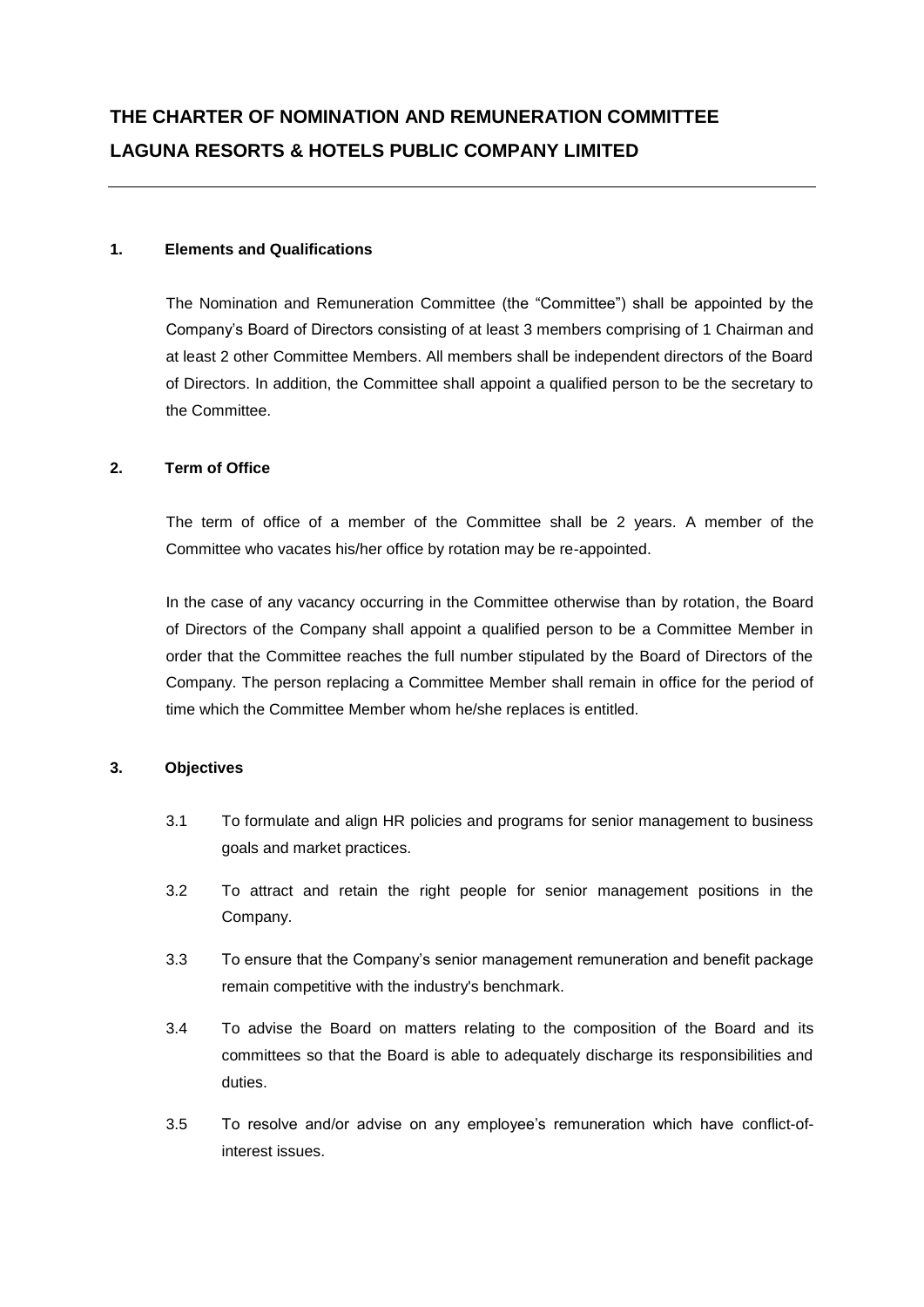# THE CHARTER OF NOMINATION AND REMUNERATION COMMITTEE
# LAGUNA RESORTS & HOTELS PUBLIC COMPANY LIMITED

---

## 1. Elements and Qualifications

The Nomination and Remuneration Committee (the "Committee") shall be appointed by the Company's Board of Directors consisting of at least 3 members comprising of 1 Chairman and at least 2 other Committee Members. All members shall be independent directors of the Board of Directors. In addition, the Committee shall appoint a qualified person to be the secretary to the Committee.

## 2. Term of Office

The term of office of a member of the Committee shall be 2 years. A member of the Committee who vacates his/her office by rotation may be re-appointed.

In the case of any vacancy occurring in the Committee otherwise than by rotation, the Board of Directors of the Company shall appoint a qualified person to be a Committee Member in order that the Committee reaches the full number stipulated by the Board of Directors of the Company. The person replacing a Committee Member shall remain in office for the period of time which the Committee Member whom he/she replaces is entitled.

## 3. Objectives

3.1 To formulate and align HR policies and programs for senior management to business goals and market practices.

3.2 To attract and retain the right people for senior management positions in the Company.

3.3 To ensure that the Company's senior management remuneration and benefit package remain competitive with the industry's benchmark.

3.4 To advise the Board on matters relating to the composition of the Board and its committees so that the Board is able to adequately discharge its responsibilities and duties.

3.5 To resolve and/or advise on any employee's remuneration which have conflict-of-interest issues.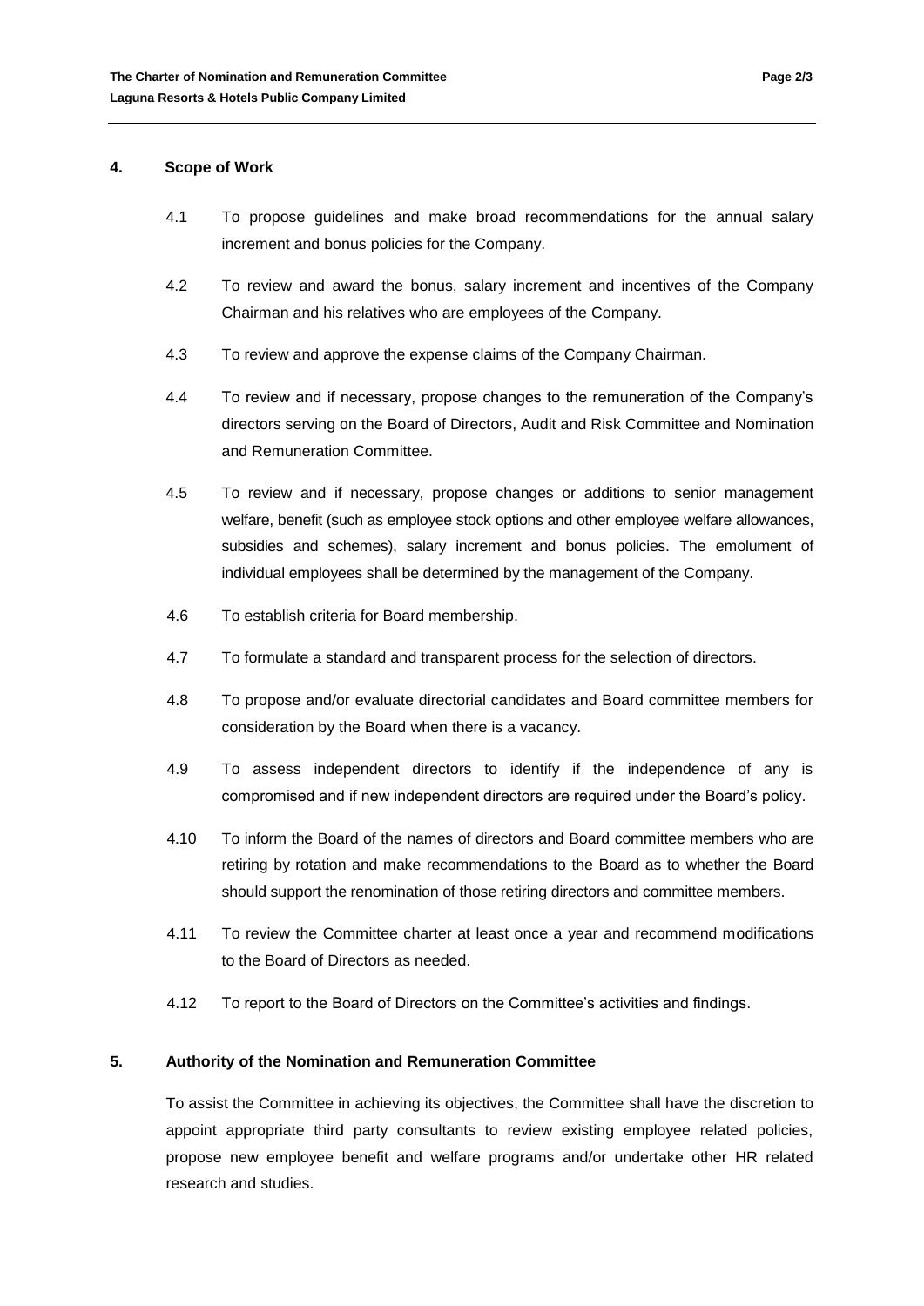## 4. Scope of Work

4.1 To propose guidelines and make broad recommendations for the annual salary increment and bonus policies for the Company.

4.2 To review and award the bonus, salary increment and incentives of the Company Chairman and his relatives who are employees of the Company.

4.3 To review and approve the expense claims of the Company Chairman.

4.4 To review and if necessary, propose changes to the remuneration of the Company's directors serving on the Board of Directors, Audit and Risk Committee and Nomination and Remuneration Committee.

4.5 To review and if necessary, propose changes or additions to senior management welfare, benefit (such as employee stock options and other employee welfare allowances, subsidies and schemes), salary increment and bonus policies. The emolument of individual employees shall be determined by the management of the Company.

4.6 To establish criteria for Board membership.

4.7 To formulate a standard and transparent process for the selection of directors.

4.8 To propose and/or evaluate directorial candidates and Board committee members for consideration by the Board when there is a vacancy.

4.9 To assess independent directors to identify if the independence of any is compromised and if new independent directors are required under the Board's policy.

4.10 To inform the Board of the names of directors and Board committee members who are retiring by rotation and make recommendations to the Board as to whether the Board should support the renomination of those retiring directors and committee members.

4.11 To review the Committee charter at least once a year and recommend modifications to the Board of Directors as needed.

4.12 To report to the Board of Directors on the Committee's activities and findings.

## 5. Authority of the Nomination and Remuneration Committee

To assist the Committee in achieving its objectives, the Committee shall have the discretion to appoint appropriate third party consultants to review existing employee related policies, propose new employee benefit and welfare programs and/or undertake other HR related research and studies.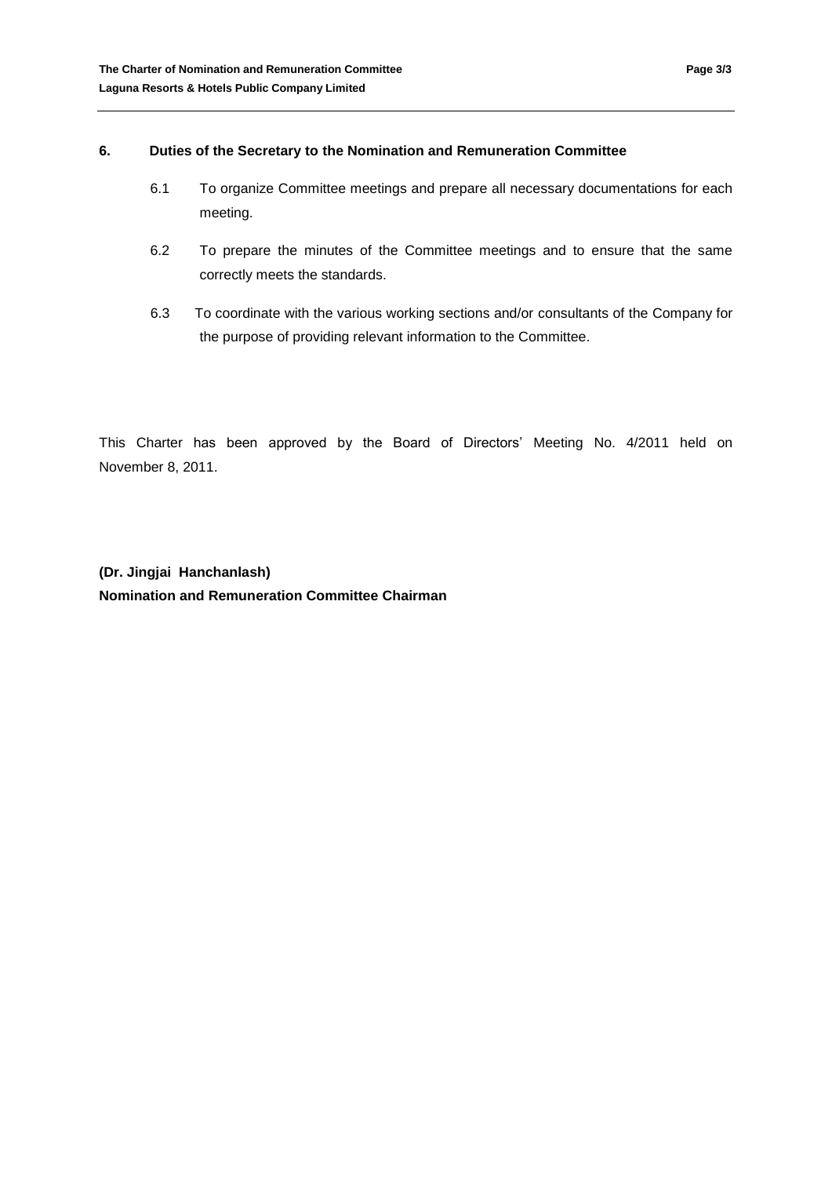## 6. Duties of the Secretary to the Nomination and Remuneration Committee

6.1 To organize Committee meetings and prepare all necessary documentations for each meeting.

6.2 To prepare the minutes of the Committee meetings and to ensure that the same correctly meets the standards.

6.3 To coordinate with the various working sections and/or consultants of the Company for the purpose of providing relevant information to the Committee.

This Charter has been approved by the Board of Directors' Meeting No. 4/2011 held on November 8, 2011.

**(Dr. Jingjai Hanchanlash)**
**Nomination and Remuneration Committee Chairman**